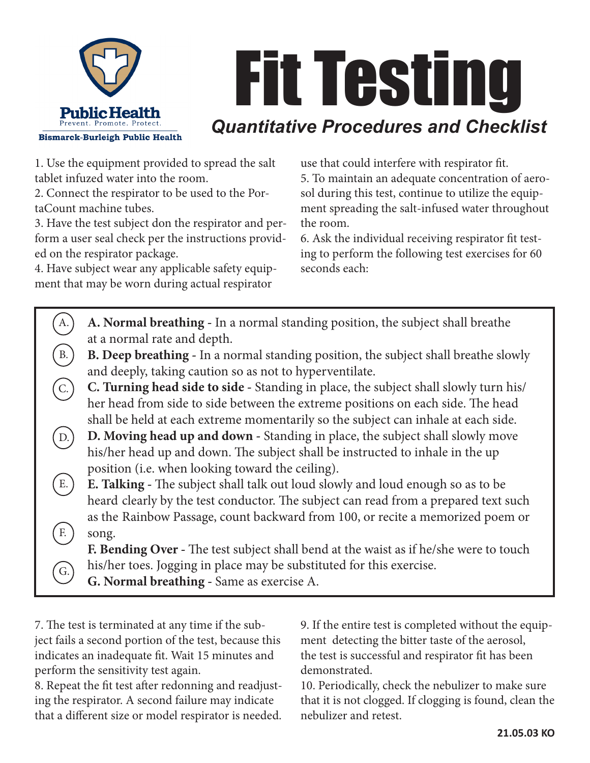Public Health
Prevent. Promote. Protect.
Bismarck-Burleigh Public Health

# Fit Testing

## *Quantitative Procedures and Checklist*

1. Use the equipment provided to spread the salt tablet infuzed water into the room.
2. Connect the respirator to be used to the PortaCount machine tubes.
3. Have the test subject don the respirator and perform a user seal check per the instructions provided on the respirator package.
4. Have subject wear any applicable safety equipment that may be worn during actual respirator use that could interfere with respirator fit.
5. To maintain an adequate concentration of aerosol during this test, continue to utilize the equipment spreading the salt-infused water throughout the room.
6. Ask the individual receiving respirator fit testing to perform the following test exercises for 60 seconds each:

- **A. Normal breathing** - In a normal standing position, the subject shall breathe at a normal rate and depth.
- **B. Deep breathing** - In a normal standing position, the subject shall breathe slowly and deeply, taking caution so as not to hyperventilate.
- **C. Turning head side to side** - Standing in place, the subject shall slowly turn his/her head from side to side between the extreme positions on each side. The head shall be held at each extreme momentarily so the subject can inhale at each side.
- **D. Moving head up and down** - Standing in place, the subject shall slowly move his/her head up and down. The subject shall be instructed to inhale in the up position (i.e. when looking toward the ceiling).
- **E. Talking** - The subject shall talk out loud slowly and loud enough so as to be heard clearly by the test conductor. The subject can read from a prepared text such as the Rainbow Passage, count backward from 100, or recite a memorized poem or song.
- **F. Bending Over** - The test subject shall bend at the waist as if he/she were to touch his/her toes. Jogging in place may be substituted for this exercise.
- **G. Normal breathing** - Same as exercise A.

7. The test is terminated at any time if the subject fails a second portion of the test, because this indicates an inadequate fit. Wait 15 minutes and perform the sensitivity test again.
8. Repeat the fit test after redonning and readjusting the respirator. A second failure may indicate that a different size or model respirator is needed.
9. If the entire test is completed without the equipment detecting the bitter taste of the aerosol, the test is successful and respirator fit has been demonstrated.
10. Periodically, check the nebulizer to make sure that it is not clogged. If clogging is found, clean the nebulizer and retest.

**21.05.03 KO**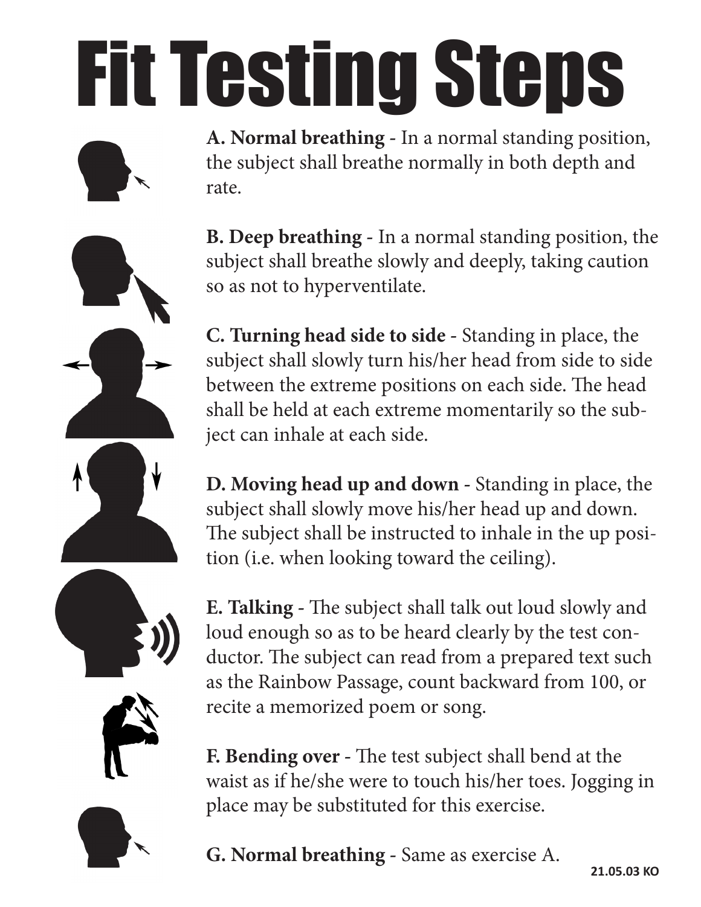# Fit Testing Steps

**A. Normal breathing** - In a normal standing position, the subject shall breathe normally in both depth and rate.

**B. Deep breathing** - In a normal standing position, the subject shall breathe slowly and deeply, taking caution so as not to hyperventilate.

**C. Turning head side to side** - Standing in place, the subject shall slowly turn his/her head from side to side between the extreme positions on each side. The head shall be held at each extreme momentarily so the subject can inhale at each side.

**D. Moving head up and down** - Standing in place, the subject shall slowly move his/her head up and down. The subject shall be instructed to inhale in the up position (i.e. when looking toward the ceiling).

**E. Talking** - The subject shall talk out loud slowly and loud enough so as to be heard clearly by the test conductor. The subject can read from a prepared text such as the Rainbow Passage, count backward from 100, or recite a memorized poem or song.

**F. Bending over** - The test subject shall bend at the waist as if he/she were to touch his/her toes. Jogging in place may be substituted for this exercise.

**G. Normal breathing** - Same as exercise A.

**21.05.03 KO**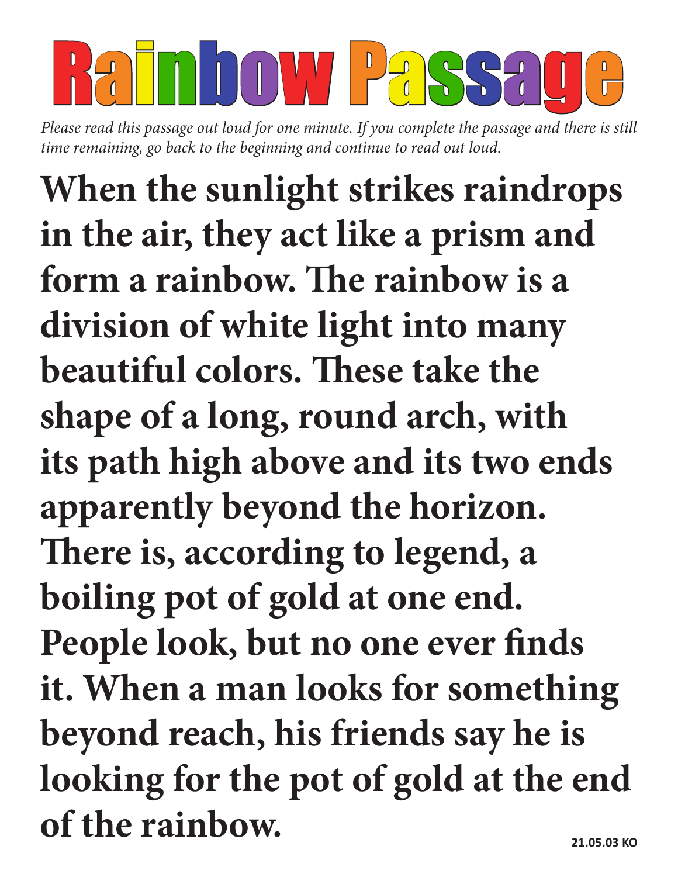# Rainbow Passage

*Please read this passage out loud for one minute. If you complete the passage and there is still time remaining, go back to the beginning and continue to read out loud.*

**When the sunlight strikes raindrops in the air, they act like a prism and form a rainbow. The rainbow is a division of white light into many beautiful colors. These take the shape of a long, round arch, with its path high above and its two ends apparently beyond the horizon. There is, according to legend, a boiling pot of gold at one end. People look, but no one ever finds it. When a man looks for something beyond reach, his friends say he is looking for the pot of gold at the end of the rainbow.**

21.05.03 KO